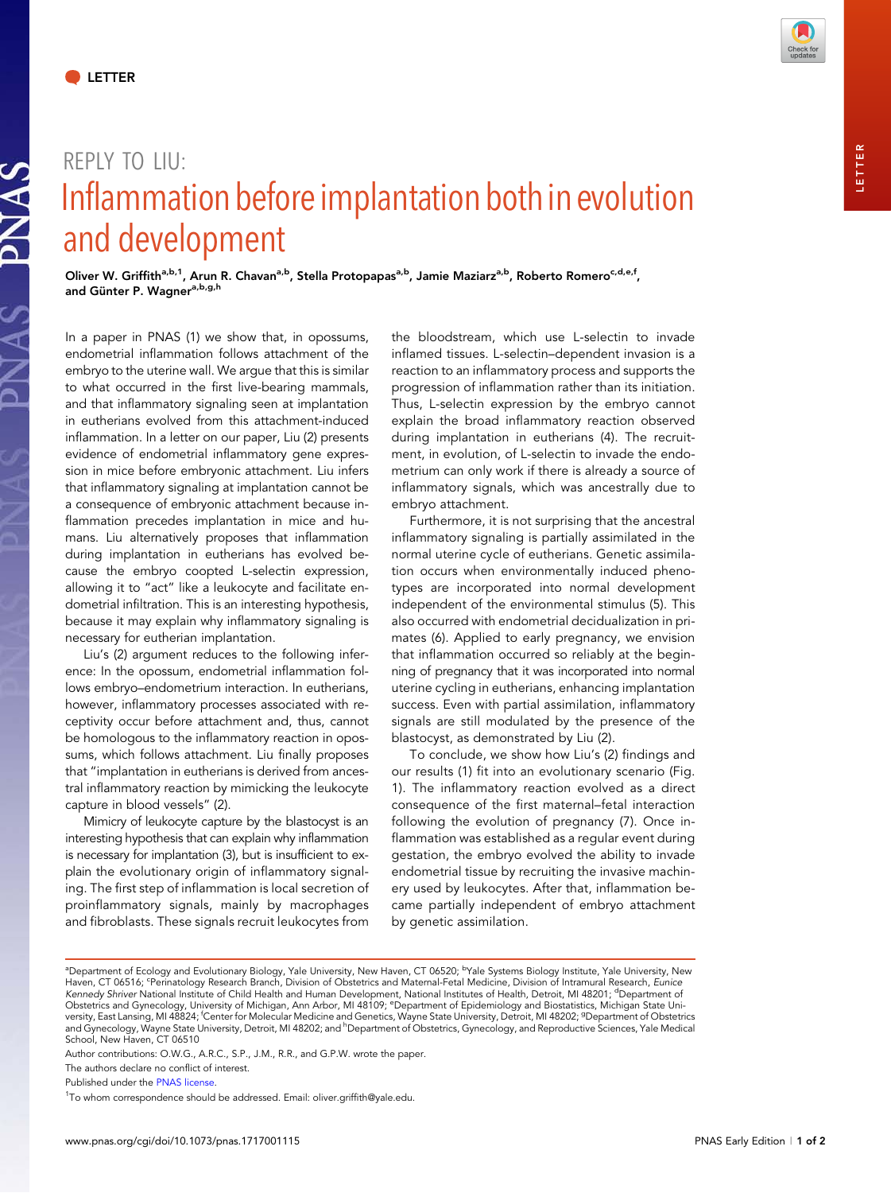# REPLY TO LIU:

# Inflammation before implantation both in evolution and development

**Oliver W. Griffith[a,b,1], Arun R. Chavan[a,b], Stella Protopapas[a,b], Jamie Maziarz[a,b], Roberto Romero[c,d,e,f], and Günter P. Wagner[a,b,g,h]**

In a paper in PNAS (1) we show that, in opossums, endometrial inflammation follows attachment of the embryo to the uterine wall. We argue that this is similar to what occurred in the first live-bearing mammals, and that inflammatory signaling seen at implantation in eutherians evolved from this attachment-induced inflammation. In a letter on our paper, Liu (2) presents evidence of endometrial inflammatory gene expression in mice before embryonic attachment. Liu infers that inflammatory signaling at implantation cannot be a consequence of embryonic attachment because inflammation precedes implantation in mice and humans. Liu alternatively proposes that inflammation during implantation in eutherians has evolved because the embryo coopted L-selectin expression, allowing it to "act" like a leukocyte and facilitate endometrial infiltration. This is an interesting hypothesis, because it may explain why inflammatory signaling is necessary for eutherian implantation.

Liu's (2) argument reduces to the following inference: In the opossum, endometrial inflammation follows embryo–endometrium interaction. In eutherians, however, inflammatory processes associated with receptivity occur before attachment and, thus, cannot be homologous to the inflammatory reaction in opossums, which follows attachment. Liu finally proposes that "implantation in eutherians is derived from ancestral inflammatory reaction by mimicking the leukocyte capture in blood vessels" (2).

Mimicry of leukocyte capture by the blastocyst is an interesting hypothesis that can explain why inflammation is necessary for implantation (3), but is insufficient to explain the evolutionary origin of inflammatory signaling. The first step of inflammation is local secretion of proinflammatory signals, mainly by macrophages and fibroblasts. These signals recruit leukocytes from the bloodstream, which use L-selectin to invade inflamed tissues. L-selectin–dependent invasion is a reaction to an inflammatory process and supports the progression of inflammation rather than its initiation. Thus, L-selectin expression by the embryo cannot explain the broad inflammatory reaction observed during implantation in eutherians (4). The recruitment, in evolution, of L-selectin to invade the endometrium can only work if there is already a source of inflammatory signals, which was ancestrally due to embryo attachment.

Furthermore, it is not surprising that the ancestral inflammatory signaling is partially assimilated in the normal uterine cycle of eutherians. Genetic assimilation occurs when environmentally induced phenotypes are incorporated into normal development independent of the environmental stimulus (5). This also occurred with endometrial decidualization in primates (6). Applied to early pregnancy, we envision that inflammation occurred so reliably at the beginning of pregnancy that it was incorporated into normal uterine cycling in eutherians, enhancing implantation success. Even with partial assimilation, inflammatory signals are still modulated by the presence of the blastocyst, as demonstrated by Liu (2).

To conclude, we show how Liu's (2) findings and our results (1) fit into an evolutionary scenario (Fig. 1). The inflammatory reaction evolved as a direct consequence of the first maternal–fetal interaction following the evolution of pregnancy (7). Once inflammation was established as a regular event during gestation, the embryo evolved the ability to invade endometrial tissue by recruiting the invasive machinery used by leukocytes. After that, inflammation became partially independent of embryo attachment by genetic assimilation.

---

[a]Department of Ecology and Evolutionary Biology, Yale University, New Haven, CT 06520; [b]Yale Systems Biology Institute, Yale University, New Haven, CT 06516; [c]Perinatology Research Branch, Division of Obstetrics and Maternal-Fetal Medicine, Division of Intramural Research, *Eunice Kennedy Shriver* National Institute of Child Health and Human Development, National Institutes of Health, Detroit, MI 48201; [d]Department of Obstetrics and Gynecology, University of Michigan, Ann Arbor, MI 48109; [e]Department of Epidemiology and Biostatistics, Michigan State University, East Lansing, MI 48824; [f]Center for Molecular Medicine and Genetics, Wayne State University, Detroit, MI 48202; [g]Department of Obstetrics and Gynecology, Wayne State University, Detroit, MI 48202; and [h]Department of Obstetrics, Gynecology, and Reproductive Sciences, Yale Medical School, New Haven, CT 06510

Author contributions: O.W.G., A.R.C., S.P., J.M., R.R., and G.P.W. wrote the paper.

The authors declare no conflict of interest.

Published under the PNAS license.

[1]To whom correspondence should be addressed. Email: oliver.griffith@yale.edu.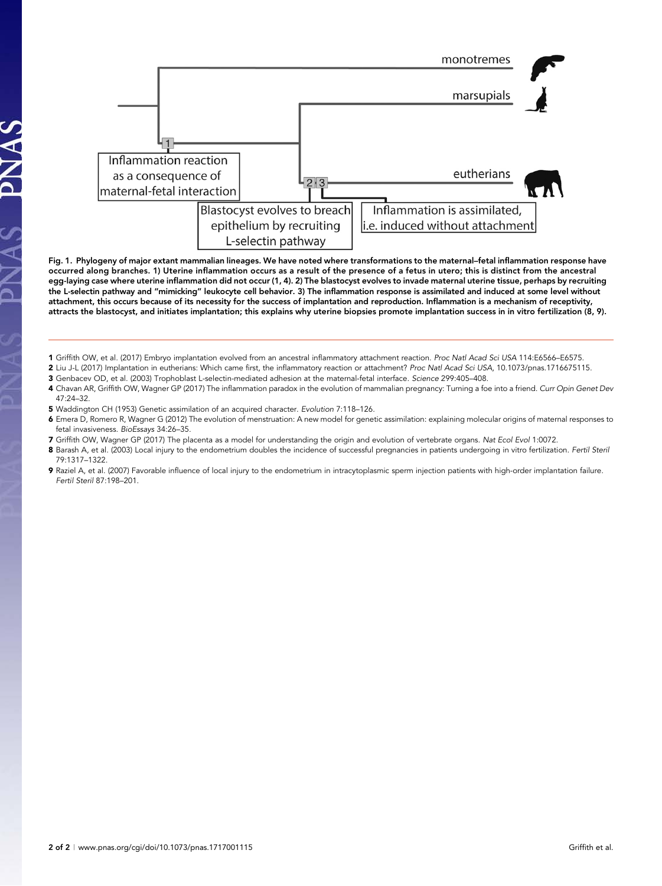monotremes

marsupials

eutherians

1

Inflammation reaction as a consequence of maternal-fetal interaction

2 3

Blastocyst evolves to breach epithelium by recruiting L-selectin pathway

Inflammation is assimilated, i.e. induced without attachment

**Fig. 1. Phylogeny of major extant mammalian lineages. We have noted where transformations to the maternal–fetal inflammation response have occurred along branches. 1) Uterine inflammation occurs as a result of the presence of a fetus in utero; this is distinct from the ancestral egg-laying case where uterine inflammation did not occur (1, 4). 2) The blastocyst evolves to invade maternal uterine tissue, perhaps by recruiting the L-selectin pathway and "mimicking" leukocyte cell behavior. 3) The inflammation response is assimilated and induced at some level without attachment, this occurs because of its necessity for the success of implantation and reproduction. Inflammation is a mechanism of receptivity, attracts the blastocyst, and initiates implantation; this explains why uterine biopsies promote implantation success in in vitro fertilization (8, 9).**

---

**1** Griffith OW, et al. (2017) Embryo implantation evolved from an ancestral inflammatory attachment reaction. *Proc Natl Acad Sci USA* 114:E6566–E6575.

**2** Liu J-L (2017) Implantation in eutherians: Which came first, the inflammatory reaction or attachment? *Proc Natl Acad Sci USA*, 10.1073/pnas.1716675115.

**3** Genbacev OD, et al. (2003) Trophoblast L-selectin-mediated adhesion at the maternal-fetal interface. *Science* 299:405–408.

**4** Chavan AR, Griffith OW, Wagner GP (2017) The inflammation paradox in the evolution of mammalian pregnancy: Turning a foe into a friend. *Curr Opin Genet Dev* 47:24–32.

**5** Waddington CH (1953) Genetic assimilation of an acquired character. *Evolution* 7:118–126.

**6** Emera D, Romero R, Wagner G (2012) The evolution of menstruation: A new model for genetic assimilation: explaining molecular origins of maternal responses to fetal invasiveness. *BioEssays* 34:26–35.

**7** Griffith OW, Wagner GP (2017) The placenta as a model for understanding the origin and evolution of vertebrate organs. *Nat Ecol Evol* 1:0072.

**8** Barash A, et al. (2003) Local injury to the endometrium doubles the incidence of successful pregnancies in patients undergoing in vitro fertilization. *Fertil Steril* 79:1317–1322.

**9** Raziel A, et al. (2007) Favorable influence of local injury to the endometrium in intracytoplasmic sperm injection patients with high-order implantation failure. *Fertil Steril* 87:198–201.